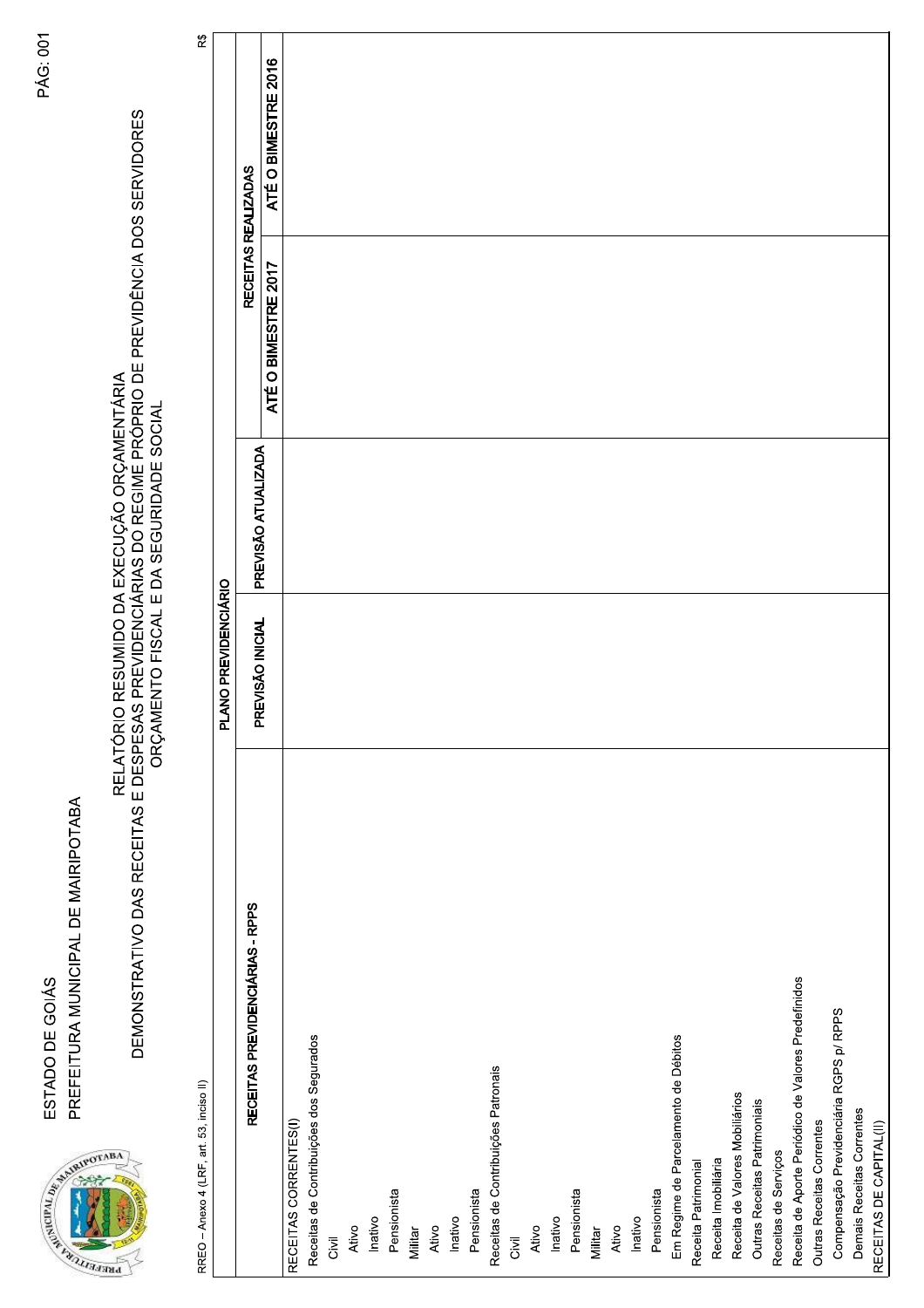ESTADO DE GOIÁS

PREFEITURA MUNICIPAL DE MAIRIPOTABA

# RELATÓRIO RESUMIDO DA EXECUÇÃO ORÇAMENTÁRIA

## DEMONSTRATIVO DAS RECEITAS E DESPESAS PREVIDENCIÁRIAS DO REGIME PRÓPRIO DE PREVIDÊNCIA DOS SERVIDORES

### ORÇAMENTO FISCAL E DA SEGURIDADE SOCIAL

RREO – Anexo 4 (LRF, art. 53, inciso II)

R$

| RECEITAS PREVIDENCIÁRIAS - RPPS | PLANO PREVIDENCIÁRIO | | | |
|---|---|---|---|---|
| | PREVISÃO INICIAL | PREVISÃO ATUALIZADA | RECEITAS REALIZADAS | |
| | | | ATÉ O BIMESTRE 2017 | ATÉ O BIMESTRE 2016 |
| RECEITAS CORRENTES(I) | | | | |
| Receitas de Contribuições dos Segurados | | | | |
| Civil | | | | |
| Ativo | | | | |
| Inativo | | | | |
| Pensionista | | | | |
| Militar | | | | |
| Ativo | | | | |
| Inativo | | | | |
| Pensionista | | | | |
| Receitas de Contribuições Patronais | | | | |
| Civil | | | | |
| Ativo | | | | |
| Inativo | | | | |
| Pensionista | | | | |
| Militar | | | | |
| Ativo | | | | |
| Inativo | | | | |
| Pensionista | | | | |
| Em Regime de Parcelamento de Débitos | | | | |
| Receita Patrimonial | | | | |
| Receita Imobiliária | | | | |
| Receita de Valores Mobiliários | | | | |
| Outras Receitas Patrimoniais | | | | |
| Receitas de Serviços | | | | |
| Receita de Aporte Periódico de Valores Predefinidos | | | | |
| Outras Receitas Correntes | | | | |
| Compensação Previdenciária RGPS p/ RPPS | | | | |
| Demais Receitas Correntes | | | | |
| RECEITAS DE CAPITAL(II) | | | | |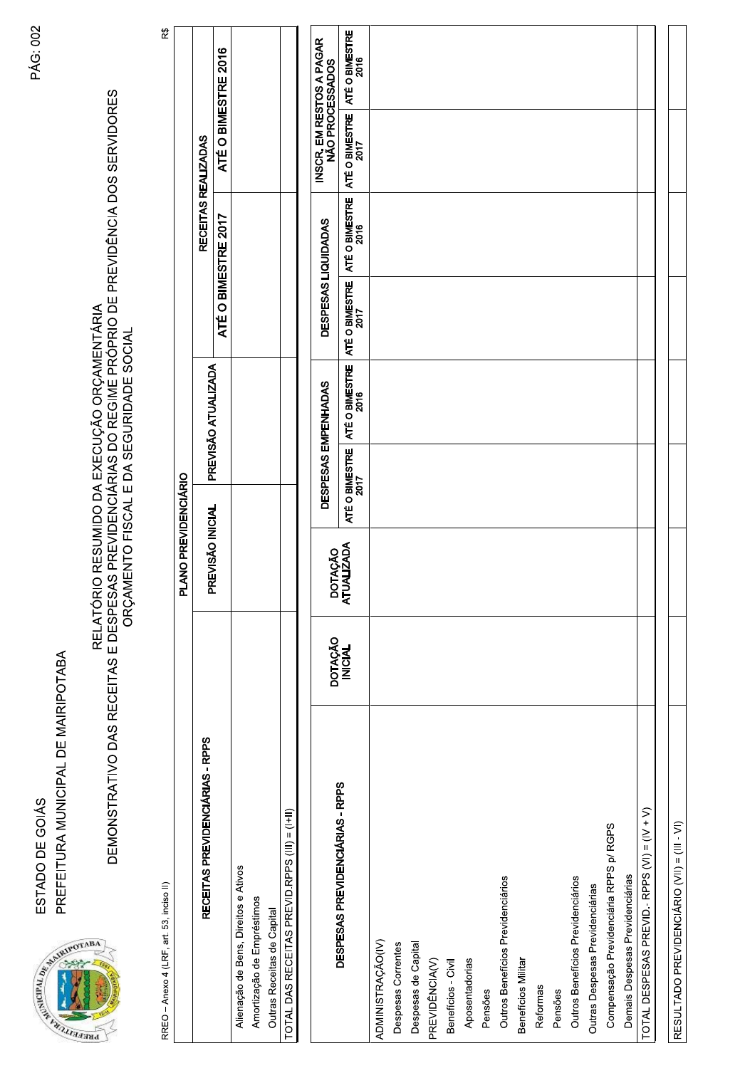ESTADO DE GOIÁS

PREFEITURA MUNICIPAL DE MAIRIPOTABA

# RELATÓRIO RESUMIDO DA EXECUÇÃO ORÇAMENTÁRIA

## DEMONSTRATIVO DAS RECEITAS E DESPESAS PREVIDENCIÁRIAS DO REGIME PRÓPRIO DE PREVIDÊNCIA DOS SERVIDORES

### ORÇAMENTO FISCAL E DA SEGURIDADE SOCIAL

RREO – Anexo 4 (LRF, art. 53, inciso II) R$

| RECEITAS PREVIDENCIÁRIAS - RPPS | PLANO PREVIDENCIÁRIO | | | |
|---|---|---|---|---|
| | PREVISÃO INICIAL | PREVISÃO ATUALIZADA | RECEITAS REALIZADAS | |
| | | | ATÉ O BIMESTRE 2017 | ATÉ O BIMESTRE 2016 |
| Alienação de Bens, Direitos e Ativos | | | | |
| Amortização de Empréstimos | | | | |
| Outras Receitas de Capital | | | | |
| TOTAL DAS RECEITAS PREVID.RPPS (III) = (I+II) | | | | |

| DESPESAS PREVIDENCIÁRIAS - RPPS | DOTAÇÃO INICIAL | DOTAÇÃO ATUALIZADA | DESPESAS EMPENHADAS | | DESPESAS LIQUIDADAS | | INSCR. EM RESTOS A PAGAR NÃO PROCESSADOS | |
|---|---|---|---|---|---|---|---|---|
| | | | ATÉ O BIMESTRE 2017 | ATÉ O BIMESTRE 2016 | ATÉ O BIMESTRE 2017 | ATÉ O BIMESTRE 2016 | ATÉ O BIMESTRE 2017 | ATÉ O BIMESTRE 2016 |
| ADMINISTRAÇÃO(IV) | | | | | | | | |
| Despesas Correntes | | | | | | | | |
| Despesas de Capital | | | | | | | | |
| PREVIDÊNCIA(V) | | | | | | | | |
| Benefícios - Civil | | | | | | | | |
| Aposentadorias | | | | | | | | |
| Pensões | | | | | | | | |
| Outros Benefícios Previdenciários | | | | | | | | |
| Benefícios Militar | | | | | | | | |
| Reformas | | | | | | | | |
| Pensões | | | | | | | | |
| Outros Benefícios Previdenciários | | | | | | | | |
| Outras Despesas Previdenciárias | | | | | | | | |
| Compensação Previdenciária RPPS p/ RGPS | | | | | | | | |
| Demais Despesas Previdenciárias | | | | | | | | |
| TOTAL DESPESAS PREVID.- RPPS (VI) = (IV + V) | | | | | | | | |

| RESULTADO PREVIDENCIÁRIO (VII) = (III - VI) | | | | | | | | |
|---|---|---|---|---|---|---|---|---|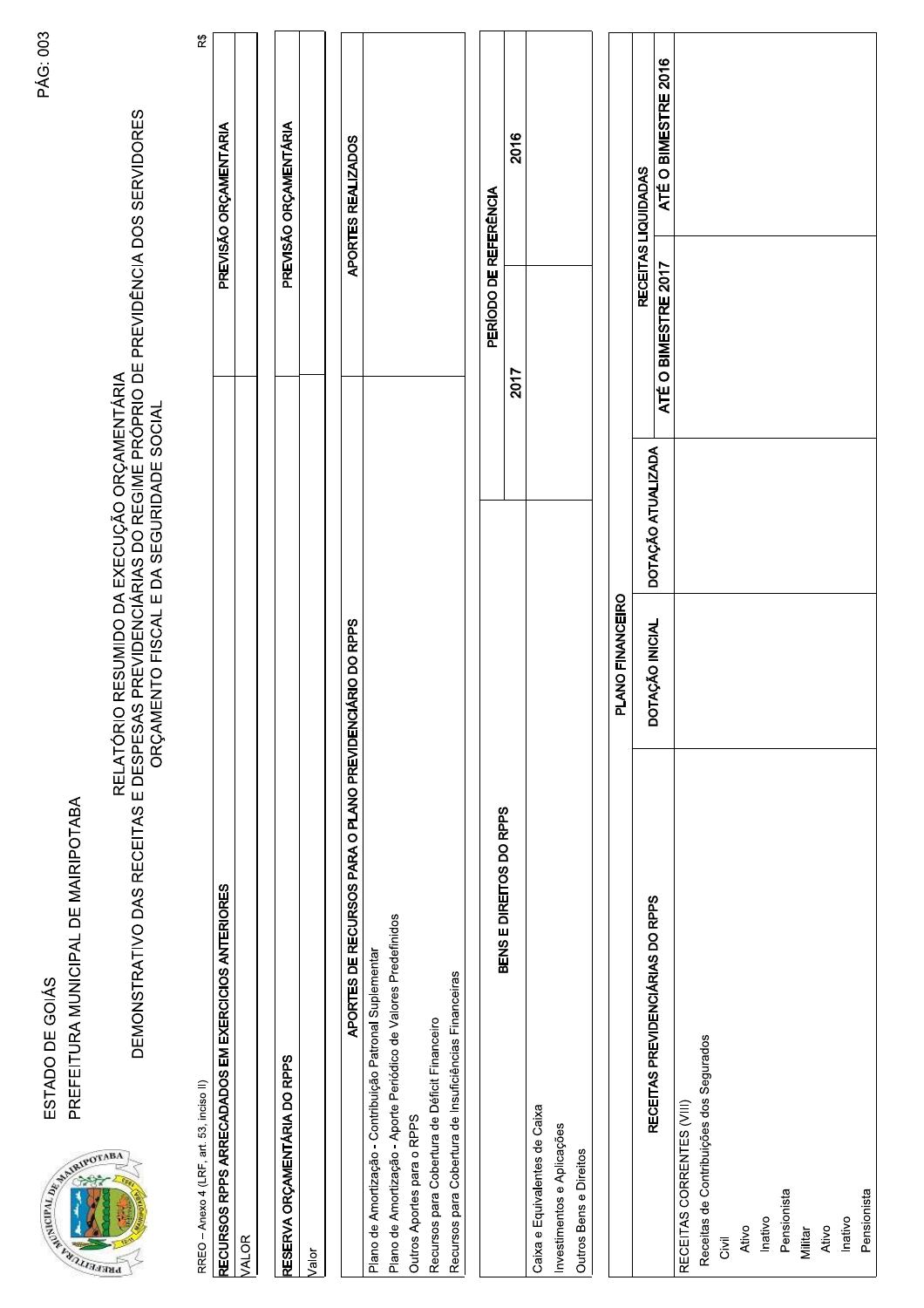ESTADO DE GOIÁS

PREFEITURA MUNICIPAL DE MAIRIPOTABA

# RELATÓRIO RESUMIDO DA EXECUÇÃO ORÇAMENTÁRIA

## DEMONSTRATIVO DAS RECEITAS E DESPESAS PREVIDENCIÁRIAS DO REGIME PRÓPRIO DE PREVIDÊNCIA DOS SERVIDORES

ORÇAMENTO FISCAL E DA SEGURIDADE SOCIAL

RREO – Anexo 4 (LRF, art. 53, inciso II)

R$

| RECURSOS RPPS ARRECADADOS EM EXERCÍCIOS ANTERIORES | PREVISÃO ORÇAMENTÁRIA |
|---|---|
| VALOR | |

| RESERVA ORÇAMENTÁRIA DO RPPS | PREVISÃO ORÇAMENTÁRIA |
|---|---|
| Valor | |

| APORTES DE RECURSOS PARA O PLANO PREVIDENCIÁRIO DO RPPS | APORTES REALIZADOS |
|---|---|
| Plano de Amortização - Contribuição Patronal Suplementar | |
| Plano de Amortização - Aporte Periódico de Valores Predefinidos | |
| Outros Aportes para o RPPS | |
| Recursos para Cobertura de Déficit Financeiro | |
| Recursos para Cobertura de Insuficiências Financeiras | |

| BENS E DIREITOS DO RPPS | PERÍODO DE REFERÊNCIA | |
|---|---|---|
| | 2017 | 2016 |
| Caixa e Equivalentes de Caixa | | |
| Investimentos e Aplicações | | |
| Outros Bens e Direitos | | |

| PLANO FINANCEIRO | | | | |
|---|---|---|---|---|
| RECEITAS PREVIDENCIÁRIAS DO RPPS | DOTAÇÃO INICIAL | DOTAÇÃO ATUALIZADA | RECEITAS LIQUIDADAS | |
| | | | ATÉ O BIMESTRE 2017 | ATÉ O BIMESTRE 2016 |
| RECEITAS CORRENTES (VIII) | | | | |
| Receitas de Contribuições dos Segurados | | | | |
| Civil | | | | |
| Ativo | | | | |
| Inativo | | | | |
| Pensionista | | | | |
| Militar | | | | |
| Ativo | | | | |
| Inativo | | | | |
| Pensionista | | | | |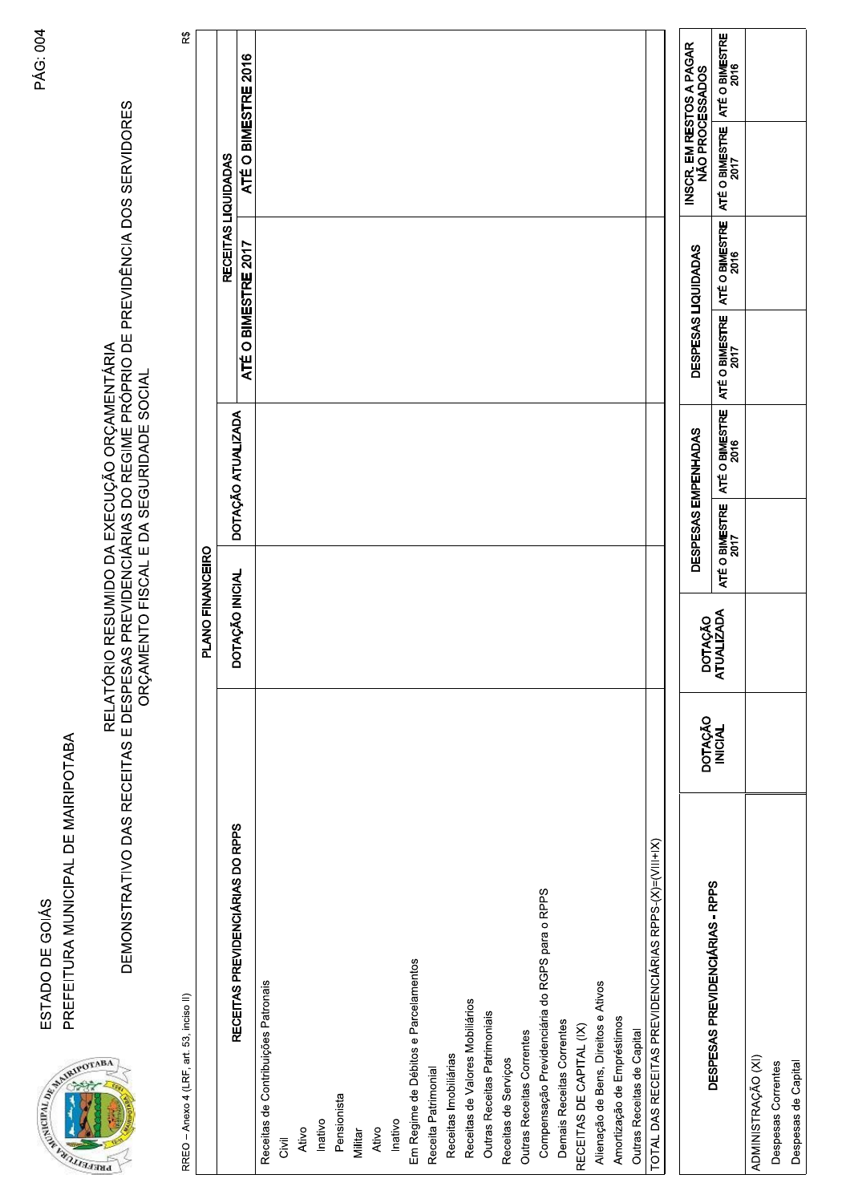ESTADO DE GOIÁS

PREFEITURA MUNICIPAL DE MAIRIPOTABA

# RELATÓRIO RESUMIDO DA EXECUÇÃO ORÇAMENTÁRIA

## DEMONSTRATIVO DAS RECEITAS E DESPESAS PREVIDENCIÁRIAS DO REGIME PRÓPRIO DE PREVIDÊNCIA DOS SERVIDORES

### ORÇAMENTO FISCAL E DA SEGURIDADE SOCIAL

RREO – Anexo 4 (LRF, art. 53, inciso II)

R$

| PLANO FINANCEIRO | | | | |
|---|---|---|---|---|
| RECEITAS PREVIDENCIÁRIAS DO RPPS | DOTAÇÃO INICIAL | DOTAÇÃO ATUALIZADA | RECEITAS LIQUIDADAS | |
| | | | ATÉ O BIMESTRE 2017 | ATÉ O BIMESTRE 2016 |
| Receitas de Contribuições Patronais | | | | |
| Civil | | | | |
| Ativo | | | | |
| Inativo | | | | |
| Pensionista | | | | |
| Militar | | | | |
| Ativo | | | | |
| Inativo | | | | |
| Em Regime de Débitos e Parcelamentos | | | | |
| Receita Patrimonial | | | | |
| Receitas Imobiliárias | | | | |
| Receitas de Valores Mobiliários | | | | |
| Outras Receitas Patrimoniais | | | | |
| Receitas de Serviços | | | | |
| Outras Receitas Correntes | | | | |
| Compensação Previdenciária do RGPS para o RPPS | | | | |
| Demais Receitas Correntes | | | | |
| RECEITAS DE CAPITAL (IX) | | | | |
| Alienação de Bens, Direitos e Ativos | | | | |
| Amortização de Empréstimos | | | | |
| Outras Receitas de Capital | | | | |
| TOTAL DAS RECEITAS PREVIDENCIÁRIAS RPPS-(X)=(VIII+IX) | | | | |

| DESPESAS PREVIDENCIÁRIAS - RPPS | DOTAÇÃO INICIAL | DOTAÇÃO ATUALIZADA | DESPESAS EMPENHADAS | | DESPESAS LIQUIDADAS | | INSCR. EM RESTOS A PAGAR NÃO PROCESSADOS | |
|---|---|---|---|---|---|---|---|---|
| | | | ATÉ O BIMESTRE 2017 | ATÉ O BIMESTRE 2016 | ATÉ O BIMESTRE 2017 | ATÉ O BIMESTRE 2016 | ATÉ O BIMESTRE 2017 | ATÉ O BIMESTRE 2016 |
| ADMINISTRAÇÃO (XI) | | | | | | | | |
| Despesas Correntes | | | | | | | | |
| Despesas de Capital | | | | | | | | |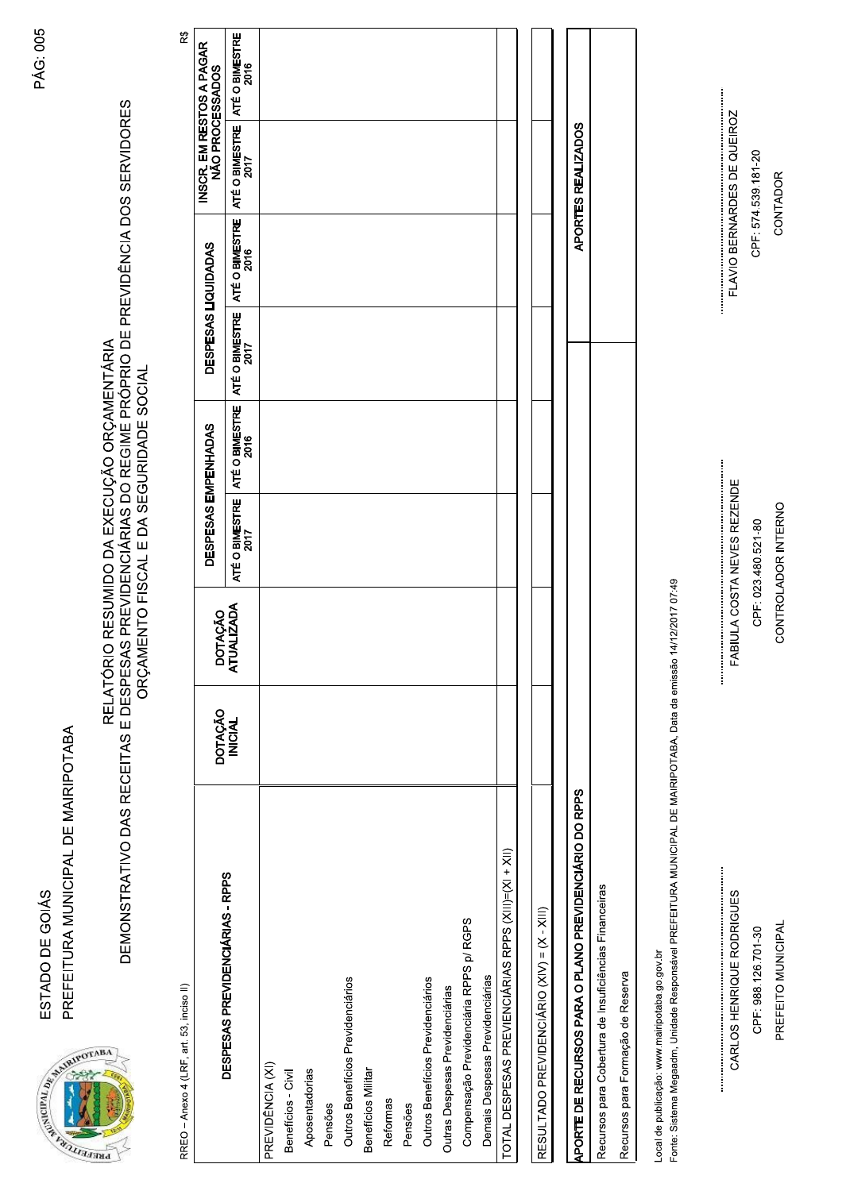ESTADO DE GOIÁS

PREFEITURA MUNICIPAL DE MAIRIPOTABA

# RELATÓRIO RESUMIDO DA EXECUÇÃO ORÇAMENTÁRIA

## DEMONSTRATIVO DAS RECEITAS E DESPESAS PREVIDENCIÁRIAS DO REGIME PRÓPRIO DE PREVIDÊNCIA DOS SERVIDORES

ORÇAMENTO FISCAL E DA SEGURIDADE SOCIAL

RREO – Anexo 4 (LRF, art. 53, inciso II)

R$

| DESPESAS PREVIDENCIÁRIAS - RPPS | DOTAÇÃO INICIAL | DOTAÇÃO ATUALIZADA | DESPESAS EMPENHADAS | | DESPESAS LIQUIDADAS | | INSCR. EM RESTOS A PAGAR NÃO PROCESSADOS | |
|---|---|---|---|---|---|---|---|---|
| | | | ATÉ O BIMESTRE 2017 | ATÉ O BIMESTRE 2016 | ATÉ O BIMESTRE 2017 | ATÉ O BIMESTRE 2016 | ATÉ O BIMESTRE 2017 | ATÉ O BIMESTRE 2016 |
| PREVIDÊNCIA (XI) | | | | | | | | |
| Benefícios - Civil | | | | | | | | |
| Aposentadorias | | | | | | | | |
| Pensões | | | | | | | | |
| Outros Benefícios Previdenciários | | | | | | | | |
| Benefícios Militar | | | | | | | | |
| Reformas | | | | | | | | |
| Pensões | | | | | | | | |
| Outros Benefícios Previdenciários | | | | | | | | |
| Outras Despesas Previdenciárias | | | | | | | | |
| Compensação Previdenciária RPPS p/ RGPS | | | | | | | | |
| Demais Despesas Previdenciárias | | | | | | | | |
| TOTAL DESPESAS PREVIENCIÁRIAS RPPS (XIII)=(XI + XII) | | | | | | | | |

| | |
|---|---|
| RESULTADO PREVIDENCIÁRIO (XIV) = (X - XIII) | |

| APORTE DE RECURSOS PARA O PLANO PREVIDENCIÁRIO DO RPPS | APORTES REALIZADOS |
|---|---|
| Recursos para Cobertura de Insuficiências Financeiras | |
| Recursos para Formação de Reserva | |

Local de publicação: www.mairipotaba.go.gov.br

Fonte: Sistema Megaadm, Unidade Responsável PREFEITURA MUNICIPAL DE MAIRIPOTABA, Data da emissão 14/12/2017 07:49

CARLOS HENRIQUE RODRIGUES
CPF: 988.126.701-30
PREFEITO MUNICIPAL

FABIULA COSTA NEVES REZENDE
CPF: 023.480.521-80
CONTROLADOR INTERNO

FLAVIO BERNARDES DE QUEIROZ
CPF: 574.539.181-20
CONTADOR